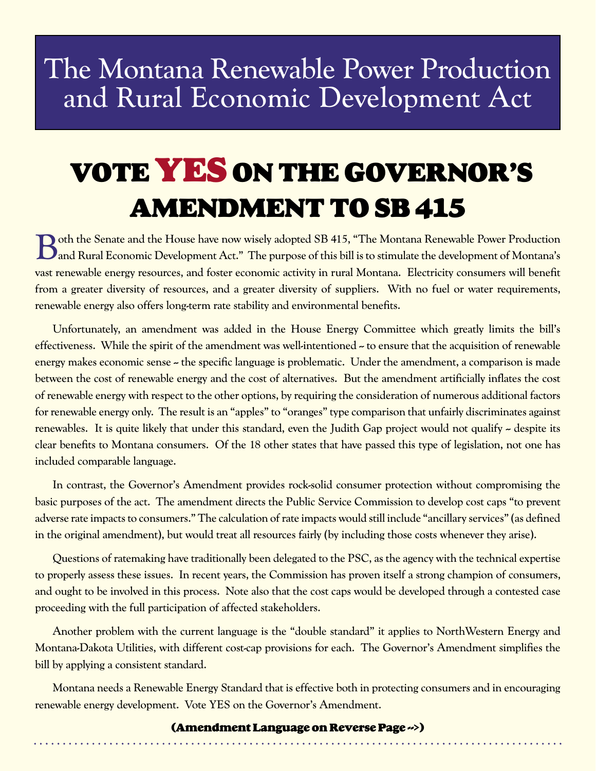# The Montana Renewable Power Production and Rural Economic Development Act

## VOTE YES ON THE GOVERNOR'S AMENDMENT TO SB 415

Both the Senate and the House have now wisely adopted SB 415, "The Montana Renewable Power Production and Rural Economic Development Act." The purpose of this bill is to stimulate the development of Montana's vast renewable energy resources, and foster economic activity in rural Montana. Electricity consumers will benefit from a greater diversity of resources, and a greater diversity of suppliers. With no fuel or water requirements, renewable energy also offers long-term rate stability and environmental benefits.

Unfortunately, an amendment was added in the House Energy Committee which greatly limits the bill's effectiveness. While the spirit of the amendment was well-intentioned -- to ensure that the acquisition of renewable energy makes economic sense -- the specific language is problematic. Under the amendment, a comparison is made between the cost of renewable energy and the cost of alternatives. But the amendment artificially inflates the cost of renewable energy with respect to the other options, by requiring the consideration of numerous additional factors for renewable energy only. The result is an "apples" to "oranges" type comparison that unfairly discriminates against renewables. It is quite likely that under this standard, even the Judith Gap project would not qualify -- despite its clear benefits to Montana consumers. Of the 18 other states that have passed this type of legislation, not one has included comparable language.

In contrast, the Governor's Amendment provides rock-solid consumer protection without compromising the basic purposes of the act. The amendment directs the Public Service Commission to develop cost caps "to prevent adverse rate impacts to consumers." The calculation of rate impacts would still include "ancillary services" (as defined in the original amendment), but would treat all resources fairly (by including those costs whenever they arise).

Questions of ratemaking have traditionally been delegated to the PSC, as the agency with the technical expertise to properly assess these issues. In recent years, the Commission has proven itself a strong champion of consumers, and ought to be involved in this process. Note also that the cost caps would be developed through a contested case proceeding with the full participation of affected stakeholders.

Another problem with the current language is the "double standard" it applies to NorthWestern Energy and Montana-Dakota Utilities, with different cost-cap provisions for each. The Governor's Amendment simplifies the bill by applying a consistent standard.

Montana needs a Renewable Energy Standard that is effective both in protecting consumers and in encouraging renewable energy development. Vote YES on the Governor's Amendment.

**(Amendment Language on Reverse Page -->)**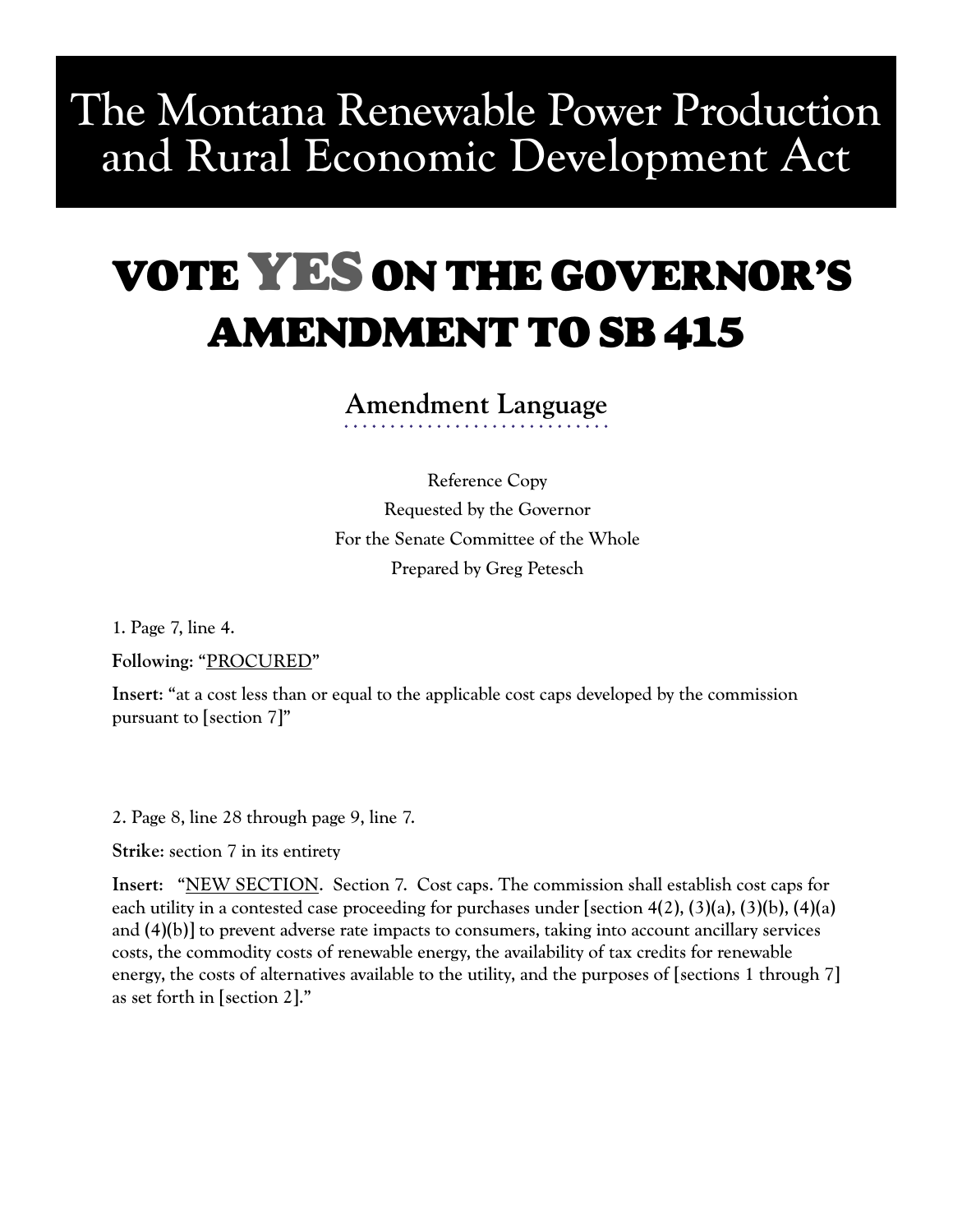# The Montana Renewable Power Production and Rural Economic Development Act

# VOTE YES ON THE GOVERNOR'S AMENDMENT TO SB 415

## Amendment Language

Reference Copy
Requested by the Governor
For the Senate Committee of the Whole
Prepared by Greg Petesch

1. Page 7, line 4.

**Following:** "PROCURED"

**Insert:** "at a cost less than or equal to the applicable cost caps developed by the commission pursuant to [section 7]"

2. Page 8, line 28 through page 9, line 7.

**Strike:** section 7 in its entirety

**Insert:** "NEW SECTION. Section 7. Cost caps. The commission shall establish cost caps for each utility in a contested case proceeding for purchases under [section 4(2), (3)(a), (3)(b), (4)(a) and (4)(b)] to prevent adverse rate impacts to consumers, taking into account ancillary services costs, the commodity costs of renewable energy, the availability of tax credits for renewable energy, the costs of alternatives available to the utility, and the purposes of [sections 1 through 7] as set forth in [section 2]."